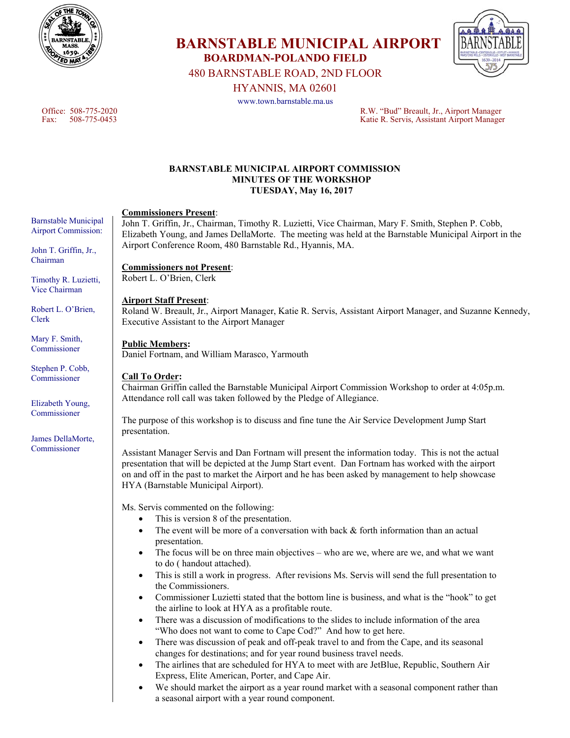# BARNSTABLE MUNICIPAL AIRPORT

## BOARDMAN-POLANDO FIELD

480 BARNSTABLE ROAD, 2ND FLOOR
HYANNIS, MA 02601

www.town.barnstable.ma.us

Office: 508-775-2020
Fax: 508-775-0453

R.W. "Bud" Breault, Jr., Airport Manager
Katie R. Servis, Assistant Airport Manager

Barnstable Municipal Airport Commission:

John T. Griffin, Jr., Chairman

Timothy R. Luzietti, Vice Chairman

Robert L. O'Brien, Clerk

Mary F. Smith, Commissioner

Stephen P. Cobb, Commissioner

Elizabeth Young, Commissioner

James DellaMorte, Commissioner

**BARNSTABLE MUNICIPAL AIRPORT COMMISSION**
**MINUTES OF THE WORKSHOP**
**TUESDAY, May 16, 2017**

**Commissioners Present**:
John T. Griffin, Jr., Chairman, Timothy R. Luzietti, Vice Chairman, Mary F. Smith, Stephen P. Cobb, Elizabeth Young, and James DellaMorte. The meeting was held at the Barnstable Municipal Airport in the Airport Conference Room, 480 Barnstable Rd., Hyannis, MA.

**Commissioners not Present**:
Robert L. O'Brien, Clerk

**Airport Staff Present**:
Roland W. Breault, Jr., Airport Manager, Katie R. Servis, Assistant Airport Manager, and Suzanne Kennedy, Executive Assistant to the Airport Manager

**Public Members:**
Daniel Fortnam, and William Marasco, Yarmouth

**Call To Order:**
Chairman Griffin called the Barnstable Municipal Airport Commission Workshop to order at 4:05p.m. Attendance roll call was taken followed by the Pledge of Allegiance.

The purpose of this workshop is to discuss and fine tune the Air Service Development Jump Start presentation.

Assistant Manager Servis and Dan Fortnam will present the information today. This is not the actual presentation that will be depicted at the Jump Start event. Dan Fortnam has worked with the airport on and off in the past to market the Airport and he has been asked by management to help showcase HYA (Barnstable Municipal Airport).

Ms. Servis commented on the following:

- This is version 8 of the presentation.
- The event will be more of a conversation with back & forth information than an actual presentation.
- The focus will be on three main objectives – who are we, where are we, and what we want to do ( handout attached).
- This is still a work in progress. After revisions Ms. Servis will send the full presentation to the Commissioners.
- Commissioner Luzietti stated that the bottom line is business, and what is the "hook" to get the airline to look at HYA as a profitable route.
- There was a discussion of modifications to the slides to include information of the area "Who does not want to come to Cape Cod?" And how to get here.
- There was discussion of peak and off-peak travel to and from the Cape, and its seasonal changes for destinations; and for year round business travel needs.
- The airlines that are scheduled for HYA to meet with are JetBlue, Republic, Southern Air Express, Elite American, Porter, and Cape Air.
- We should market the airport as a year round market with a seasonal component rather than a seasonal airport with a year round component.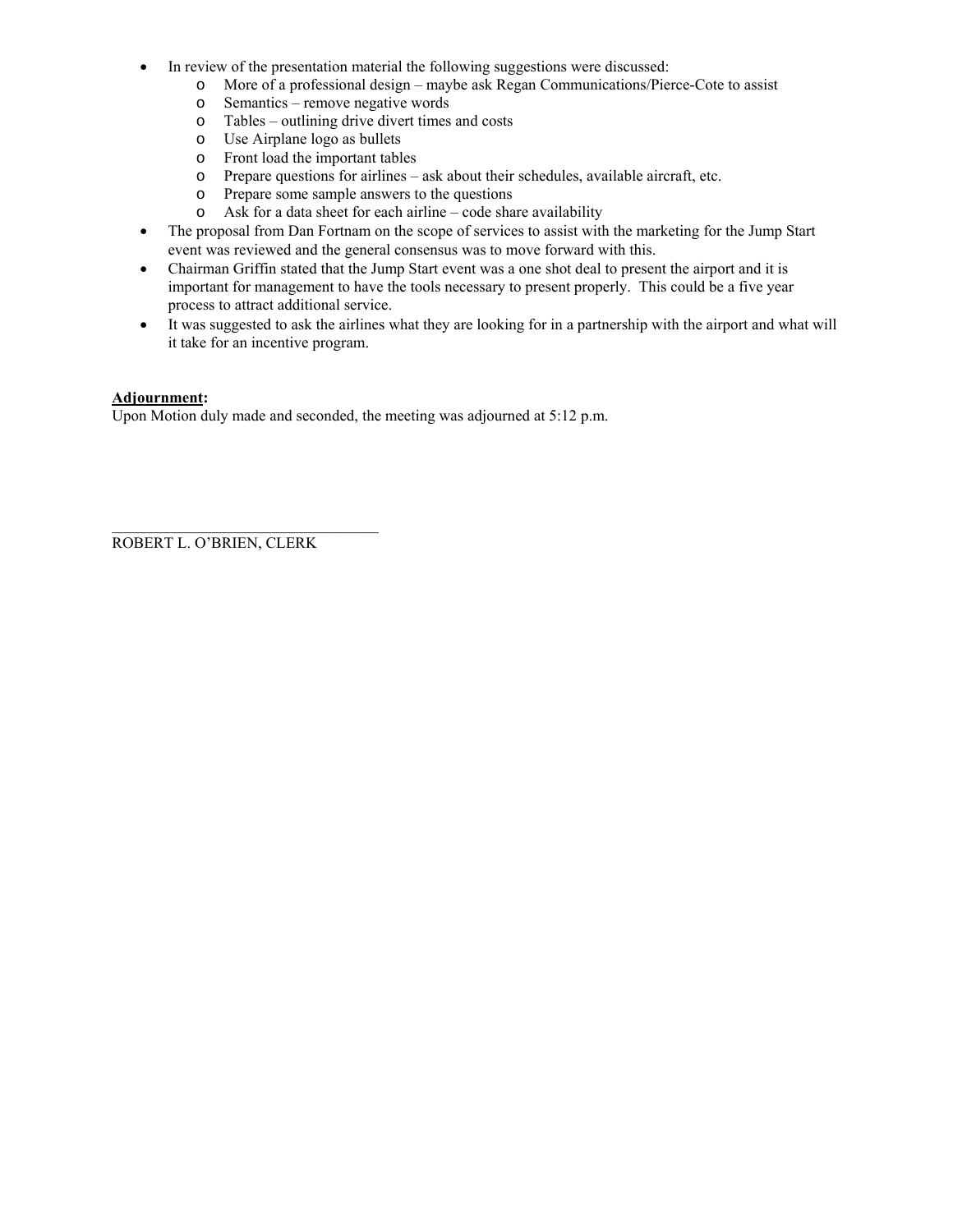- In review of the presentation material the following suggestions were discussed:
  - More of a professional design – maybe ask Regan Communications/Pierce-Cote to assist
  - Semantics – remove negative words
  - Tables – outlining drive divert times and costs
  - Use Airplane logo as bullets
  - Front load the important tables
  - Prepare questions for airlines – ask about their schedules, available aircraft, etc.
  - Prepare some sample answers to the questions
  - Ask for a data sheet for each airline – code share availability
- The proposal from Dan Fortnam on the scope of services to assist with the marketing for the Jump Start event was reviewed and the general consensus was to move forward with this.
- Chairman Griffin stated that the Jump Start event was a one shot deal to present the airport and it is important for management to have the tools necessary to present properly. This could be a five year process to attract additional service.
- It was suggested to ask the airlines what they are looking for in a partnership with the airport and what will it take for an incentive program.

**Adjournment:**
Upon Motion duly made and seconded, the meeting was adjourned at 5:12 p.m.

___________________________________
ROBERT L. O'BRIEN, CLERK